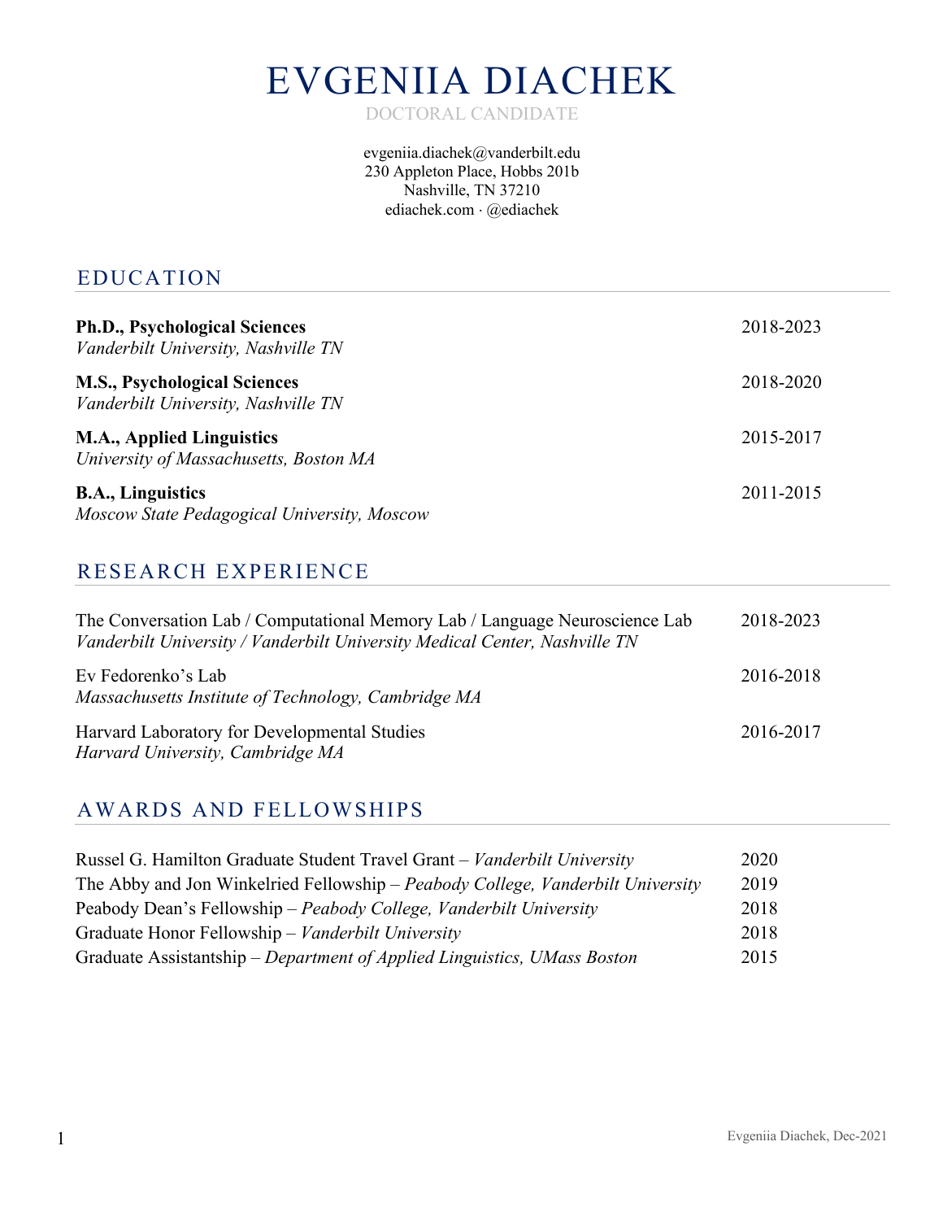# EVGENIIA DIACHEK

DOCTORAL CANDIDATE

evgeniia.diachek@vanderbilt.edu
230 Appleton Place, Hobbs 201b
Nashville, TN 37210
ediachek.com · @ediachek

## EDUCATION

**Ph.D., Psychological Sciences** 2018-2023
*Vanderbilt University, Nashville TN*

**M.S., Psychological Sciences** 2018-2020
*Vanderbilt University, Nashville TN*

**M.A., Applied Linguistics** 2015-2017
*University of Massachusetts, Boston MA*

**B.A., Linguistics** 2011-2015
*Moscow State Pedagogical University, Moscow*

## RESEARCH EXPERIENCE

The Conversation Lab / Computational Memory Lab / Language Neuroscience Lab 2018-2023
*Vanderbilt University / Vanderbilt University Medical Center, Nashville TN*

Ev Fedorenko's Lab 2016-2018
*Massachusetts Institute of Technology, Cambridge MA*

Harvard Laboratory for Developmental Studies 2016-2017
*Harvard University, Cambridge MA*

## AWARDS AND FELLOWSHIPS

Russel G. Hamilton Graduate Student Travel Grant – *Vanderbilt University* 2020
The Abby and Jon Winkelried Fellowship – *Peabody College, Vanderbilt University* 2019
Peabody Dean's Fellowship – *Peabody College, Vanderbilt University* 2018
Graduate Honor Fellowship – *Vanderbilt University* 2018
Graduate Assistantship – *Department of Applied Linguistics, UMass Boston* 2015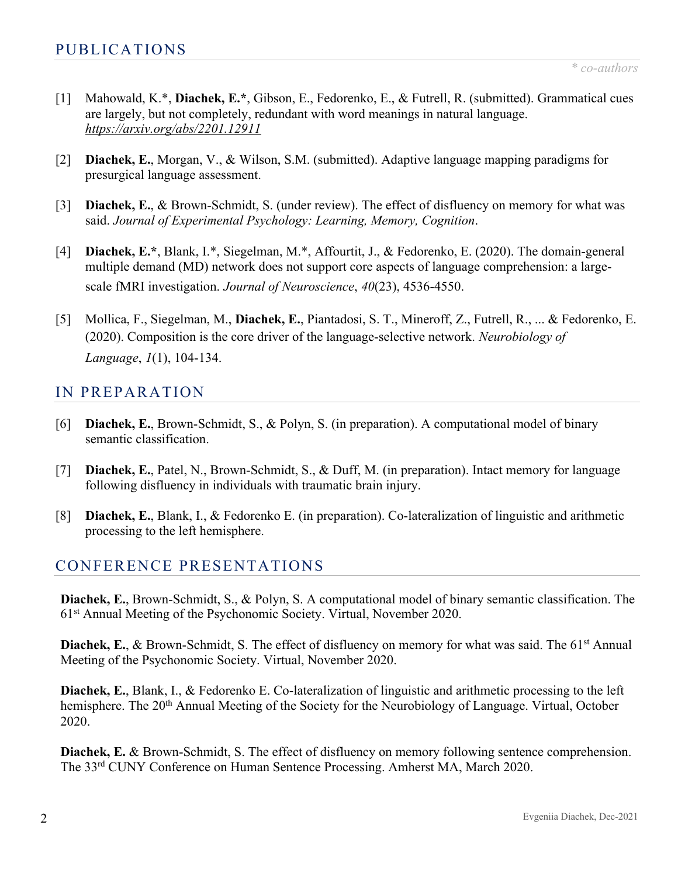## PUBLICATIONS

*\* co-authors*

[1] Mahowald, K.\*, **Diachek, E.\***, Gibson, E., Fedorenko, E., & Futrell, R. (submitted). Grammatical cues are largely, but not completely, redundant with word meanings in natural language. *https://arxiv.org/abs/2201.12911*

[2] **Diachek, E.**, Morgan, V., & Wilson, S.M. (submitted). Adaptive language mapping paradigms for presurgical language assessment.

[3] **Diachek, E.**, & Brown-Schmidt, S. (under review). The effect of disfluency on memory for what was said. *Journal of Experimental Psychology: Learning, Memory, Cognition*.

[4] **Diachek, E.\***, Blank, I.\*, Siegelman, M.\*, Affourtit, J., & Fedorenko, E. (2020). The domain-general multiple demand (MD) network does not support core aspects of language comprehension: a large-scale fMRI investigation. *Journal of Neuroscience*, *40*(23), 4536-4550.

[5] Mollica, F., Siegelman, M., **Diachek, E.**, Piantadosi, S. T., Mineroff, Z., Futrell, R., ... & Fedorenko, E. (2020). Composition is the core driver of the language-selective network. *Neurobiology of Language*, *1*(1), 104-134.

## IN PREPARATION

[6] **Diachek, E.**, Brown-Schmidt, S., & Polyn, S. (in preparation). A computational model of binary semantic classification.

[7] **Diachek, E.**, Patel, N., Brown-Schmidt, S., & Duff, M. (in preparation). Intact memory for language following disfluency in individuals with traumatic brain injury.

[8] **Diachek, E.**, Blank, I., & Fedorenko E. (in preparation). Co-lateralization of linguistic and arithmetic processing to the left hemisphere.

## CONFERENCE PRESENTATIONS

**Diachek, E.**, Brown-Schmidt, S., & Polyn, S. A computational model of binary semantic classification. The 61st Annual Meeting of the Psychonomic Society. Virtual, November 2020.

**Diachek, E.**, & Brown-Schmidt, S. The effect of disfluency on memory for what was said. The 61st Annual Meeting of the Psychonomic Society. Virtual, November 2020.

**Diachek, E.**, Blank, I., & Fedorenko E. Co-lateralization of linguistic and arithmetic processing to the left hemisphere. The 20th Annual Meeting of the Society for the Neurobiology of Language. Virtual, October 2020.

**Diachek, E.** & Brown-Schmidt, S. The effect of disfluency on memory following sentence comprehension. The 33rd CUNY Conference on Human Sentence Processing. Amherst MA, March 2020.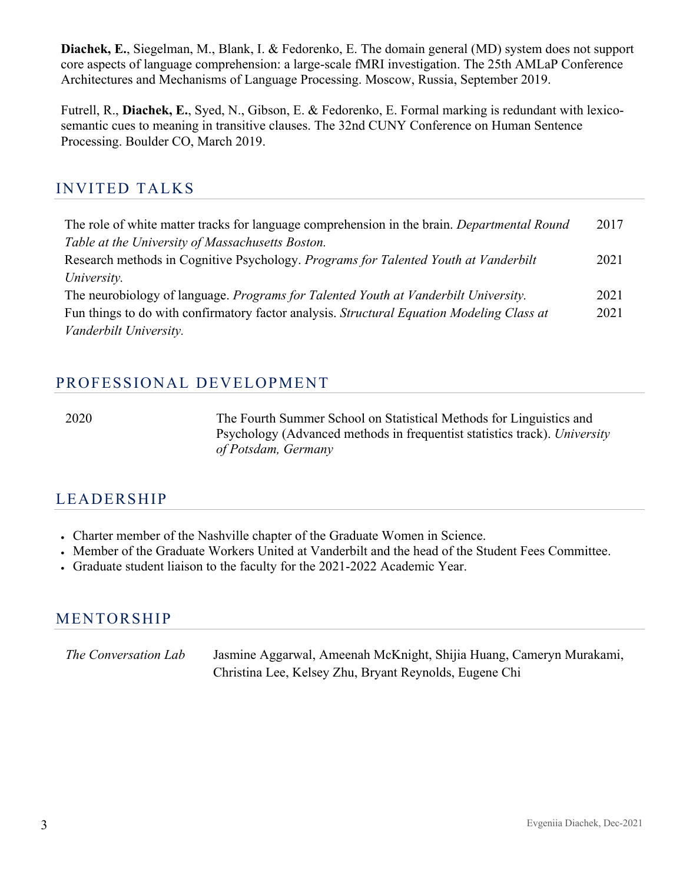**Diachek, E.**, Siegelman, M., Blank, I. & Fedorenko, E. The domain general (MD) system does not support core aspects of language comprehension: a large-scale fMRI investigation. The 25th AMLaP Conference Architectures and Mechanisms of Language Processing. Moscow, Russia, September 2019.

Futrell, R., **Diachek, E.**, Syed, N., Gibson, E. & Fedorenko, E. Formal marking is redundant with lexico-semantic cues to meaning in transitive clauses. The 32nd CUNY Conference on Human Sentence Processing. Boulder CO, March 2019.

## INVITED TALKS

| | |
|---|---|
| The role of white matter tracks for language comprehension in the brain. *Departmental Round Table at the University of Massachusetts Boston.* | 2017 |
| Research methods in Cognitive Psychology. *Programs for Talented Youth at Vanderbilt University.* | 2021 |
| The neurobiology of language. *Programs for Talented Youth at Vanderbilt University.* | 2021 |
| Fun things to do with confirmatory factor analysis. *Structural Equation Modeling Class at Vanderbilt University.* | 2021 |

## PROFESSIONAL DEVELOPMENT

| | |
|---|---|
| 2020 | The Fourth Summer School on Statistical Methods for Linguistics and Psychology (Advanced methods in frequentist statistics track). *University of Potsdam, Germany* |

## LEADERSHIP

- Charter member of the Nashville chapter of the Graduate Women in Science.
- Member of the Graduate Workers United at Vanderbilt and the head of the Student Fees Committee.
- Graduate student liaison to the faculty for the 2021-2022 Academic Year.

## MENTORSHIP

| | |
|---|---|
| *The Conversation Lab* | Jasmine Aggarwal, Ameenah McKnight, Shijia Huang, Cameryn Murakami, Christina Lee, Kelsey Zhu, Bryant Reynolds, Eugene Chi |